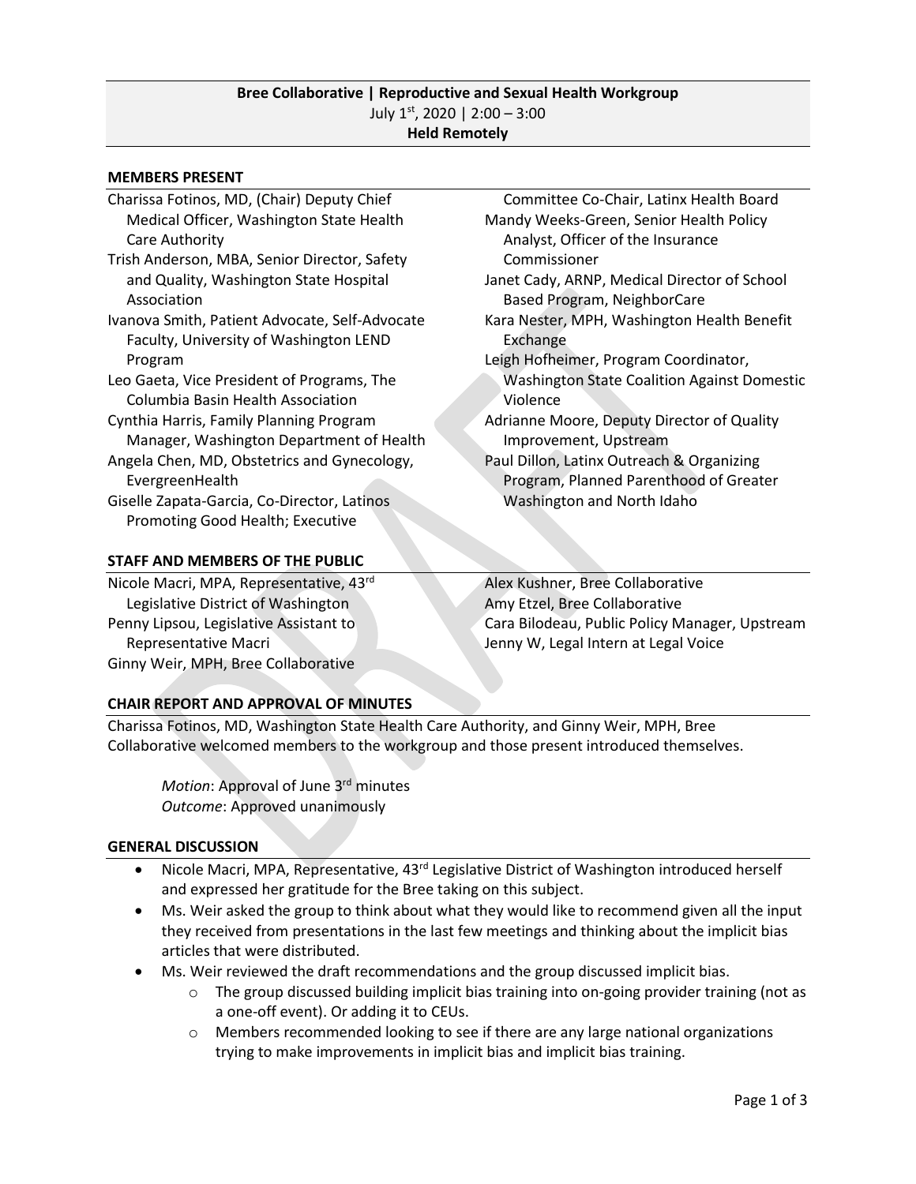**Bree Collaborative | Reproductive and Sexual Health Workgroup**
July 1st, 2020 | 2:00 – 3:00
**Held Remotely**

## MEMBERS PRESENT

Charissa Fotinos, MD, (Chair) Deputy Chief Medical Officer, Washington State Health Care Authority
Trish Anderson, MBA, Senior Director, Safety and Quality, Washington State Hospital Association
Ivanova Smith, Patient Advocate, Self-Advocate Faculty, University of Washington LEND Program
Leo Gaeta, Vice President of Programs, The Columbia Basin Health Association
Cynthia Harris, Family Planning Program Manager, Washington Department of Health
Angela Chen, MD, Obstetrics and Gynecology, EvergreenHealth
Giselle Zapata-Garcia, Co-Director, Latinos Promoting Good Health; Executive Committee Co-Chair, Latinx Health Board
Mandy Weeks-Green, Senior Health Policy Analyst, Officer of the Insurance Commissioner
Janet Cady, ARNP, Medical Director of School Based Program, NeighborCare
Kara Nester, MPH, Washington Health Benefit Exchange
Leigh Hofheimer, Program Coordinator, Washington State Coalition Against Domestic Violence
Adrianne Moore, Deputy Director of Quality Improvement, Upstream
Paul Dillon, Latinx Outreach & Organizing Program, Planned Parenthood of Greater Washington and North Idaho

## STAFF AND MEMBERS OF THE PUBLIC

Nicole Macri, MPA, Representative, 43rd Legislative District of Washington
Penny Lipsou, Legislative Assistant to Representative Macri
Ginny Weir, MPH, Bree Collaborative
Alex Kushner, Bree Collaborative
Amy Etzel, Bree Collaborative
Cara Bilodeau, Public Policy Manager, Upstream
Jenny W, Legal Intern at Legal Voice

## CHAIR REPORT AND APPROVAL OF MINUTES

Charissa Fotinos, MD, Washington State Health Care Authority, and Ginny Weir, MPH, Bree Collaborative welcomed members to the workgroup and those present introduced themselves.

> *Motion*: Approval of June 3rd minutes
> *Outcome*: Approved unanimously

## GENERAL DISCUSSION

- Nicole Macri, MPA, Representative, 43rd Legislative District of Washington introduced herself and expressed her gratitude for the Bree taking on this subject.
- Ms. Weir asked the group to think about what they would like to recommend given all the input they received from presentations in the last few meetings and thinking about the implicit bias articles that were distributed.
- Ms. Weir reviewed the draft recommendations and the group discussed implicit bias.
  - The group discussed building implicit bias training into on-going provider training (not as a one-off event). Or adding it to CEUs.
  - Members recommended looking to see if there are any large national organizations trying to make improvements in implicit bias and implicit bias training.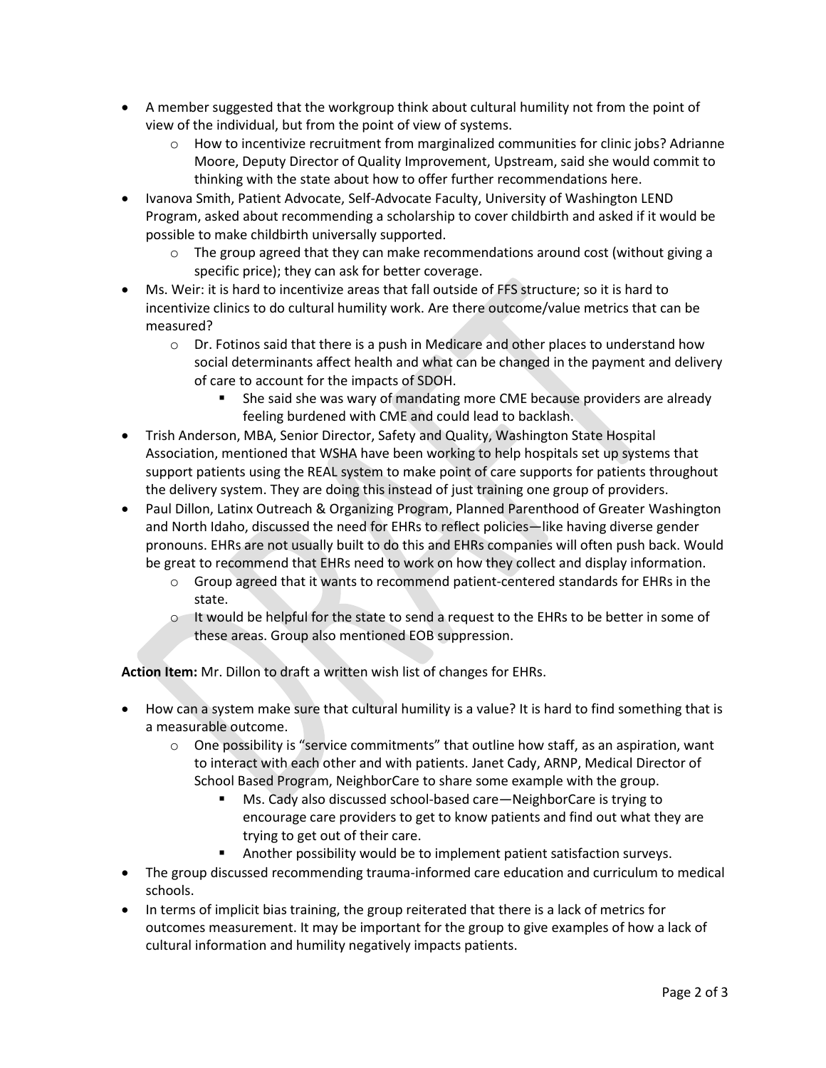- A member suggested that the workgroup think about cultural humility not from the point of view of the individual, but from the point of view of systems.
    - How to incentivize recruitment from marginalized communities for clinic jobs? Adrianne Moore, Deputy Director of Quality Improvement, Upstream, said she would commit to thinking with the state about how to offer further recommendations here.
- Ivanova Smith, Patient Advocate, Self-Advocate Faculty, University of Washington LEND Program, asked about recommending a scholarship to cover childbirth and asked if it would be possible to make childbirth universally supported.
    - The group agreed that they can make recommendations around cost (without giving a specific price); they can ask for better coverage.
- Ms. Weir: it is hard to incentivize areas that fall outside of FFS structure; so it is hard to incentivize clinics to do cultural humility work. Are there outcome/value metrics that can be measured?
    - Dr. Fotinos said that there is a push in Medicare and other places to understand how social determinants affect health and what can be changed in the payment and delivery of care to account for the impacts of SDOH.
        - She said she was wary of mandating more CME because providers are already feeling burdened with CME and could lead to backlash.
- Trish Anderson, MBA, Senior Director, Safety and Quality, Washington State Hospital Association, mentioned that WSHA have been working to help hospitals set up systems that support patients using the REAL system to make point of care supports for patients throughout the delivery system. They are doing this instead of just training one group of providers.
- Paul Dillon, Latinx Outreach & Organizing Program, Planned Parenthood of Greater Washington and North Idaho, discussed the need for EHRs to reflect policies—like having diverse gender pronouns. EHRs are not usually built to do this and EHRs companies will often push back. Would be great to recommend that EHRs need to work on how they collect and display information.
    - Group agreed that it wants to recommend patient-centered standards for EHRs in the state.
    - It would be helpful for the state to send a request to the EHRs to be better in some of these areas. Group also mentioned EOB suppression.

**Action Item:** Mr. Dillon to draft a written wish list of changes for EHRs.

- How can a system make sure that cultural humility is a value? It is hard to find something that is a measurable outcome.
    - One possibility is "service commitments" that outline how staff, as an aspiration, want to interact with each other and with patients. Janet Cady, ARNP, Medical Director of School Based Program, NeighborCare to share some example with the group.
        - Ms. Cady also discussed school-based care—NeighborCare is trying to encourage care providers to get to know patients and find out what they are trying to get out of their care.
        - Another possibility would be to implement patient satisfaction surveys.
- The group discussed recommending trauma-informed care education and curriculum to medical schools.
- In terms of implicit bias training, the group reiterated that there is a lack of metrics for outcomes measurement. It may be important for the group to give examples of how a lack of cultural information and humility negatively impacts patients.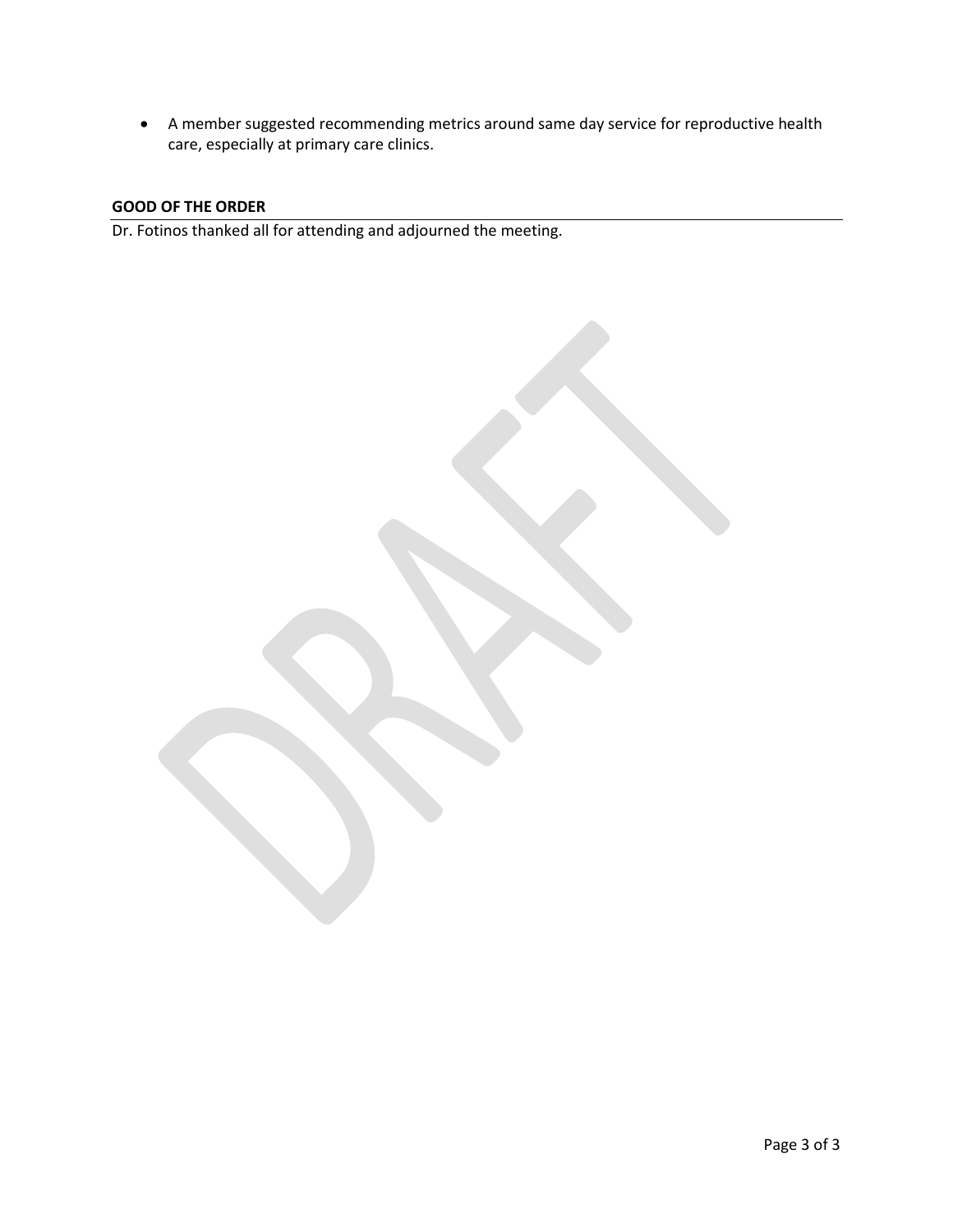- A member suggested recommending metrics around same day service for reproductive health care, especially at primary care clinics.

## GOOD OF THE ORDER

Dr. Fotinos thanked all for attending and adjourned the meeting.